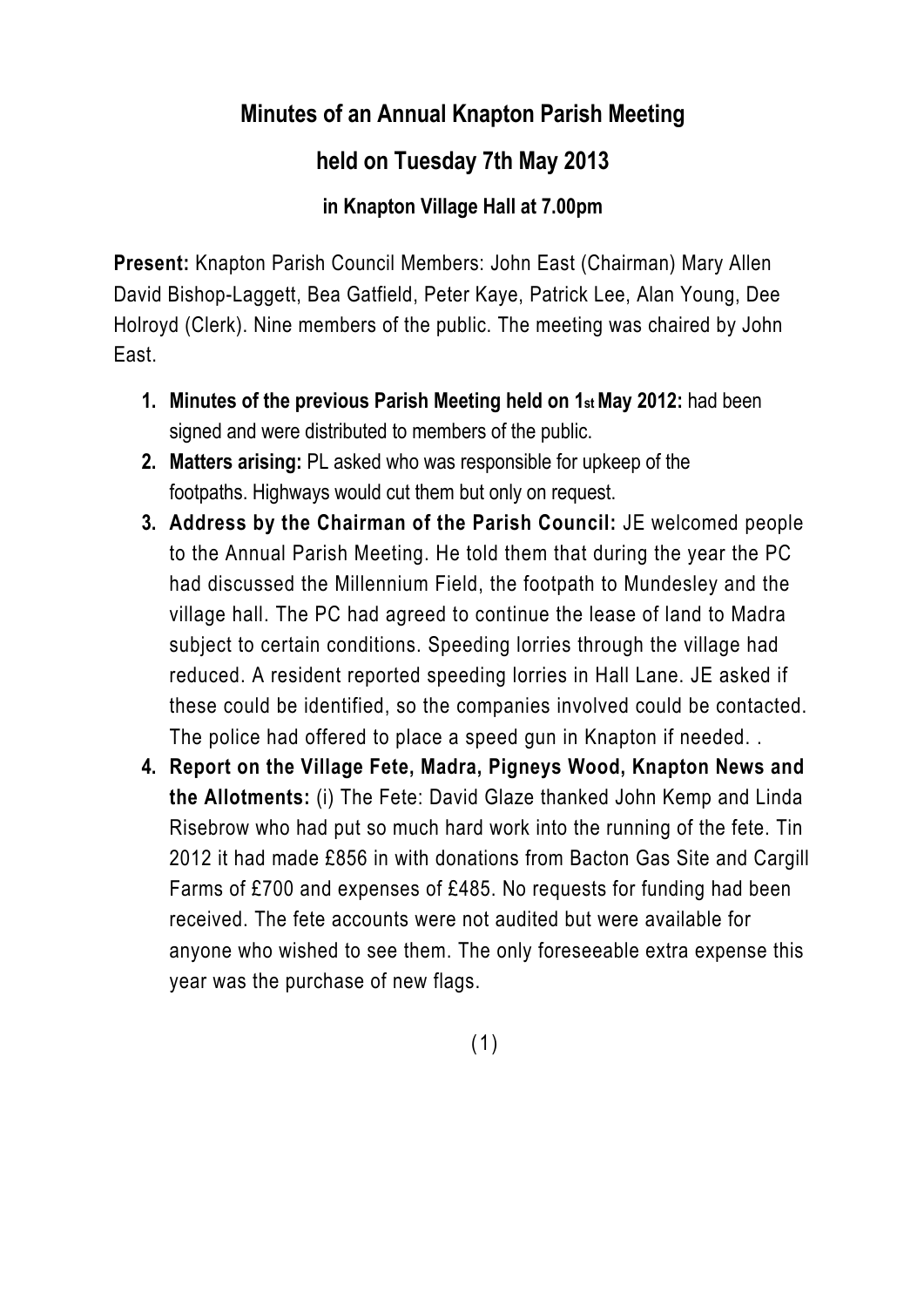# Minutes of an Annual Knapton Parish Meeting

## held on Tuesday 7th May 2013

### in Knapton Village Hall at 7.00pm

**Present:** Knapton Parish Council Members: John East (Chairman) Mary Allen David Bishop-Laggett, Bea Gatfield, Peter Kaye, Patrick Lee, Alan Young, Dee Holroyd (Clerk). Nine members of the public. The meeting was chaired by John East.

1. **Minutes of the previous Parish Meeting held on 1st May 2012:** had been signed and were distributed to members of the public.
2. **Matters arising:** PL asked who was responsible for upkeep of the footpaths. Highways would cut them but only on request.
3. **Address by the Chairman of the Parish Council:** JE welcomed people to the Annual Parish Meeting. He told them that during the year the PC had discussed the Millennium Field, the footpath to Mundesley and the village hall. The PC had agreed to continue the lease of land to Madra subject to certain conditions. Speeding lorries through the village had reduced. A resident reported speeding lorries in Hall Lane. JE asked if these could be identified, so the companies involved could be contacted. The police had offered to place a speed gun in Knapton if needed. .
4. **Report on the Village Fete, Madra, Pigneys Wood, Knapton News and the Allotments:** (i) The Fete: David Glaze thanked John Kemp and Linda Risebrow who had put so much hard work into the running of the fete. Tin 2012 it had made £856 in with donations from Bacton Gas Site and Cargill Farms of £700 and expenses of £485. No requests for funding had been received. The fete accounts were not audited but were available for anyone who wished to see them. The only foreseeable extra expense this year was the purchase of new flags.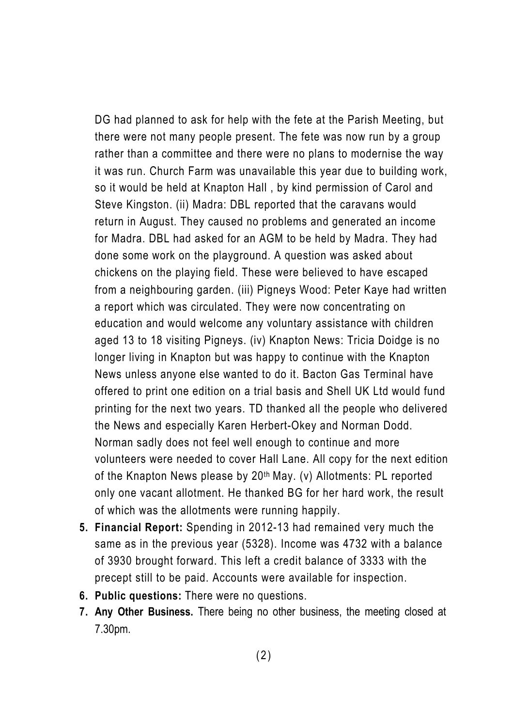DG had planned to ask for help with the fete at the Parish Meeting, but there were not many people present. The fete was now run by a group rather than a committee and there were no plans to modernise the way it was run. Church Farm was unavailable this year due to building work, so it would be held at Knapton Hall , by kind permission of Carol and Steve Kingston. (ii) Madra: DBL reported that the caravans would return in August. They caused no problems and generated an income for Madra. DBL had asked for an AGM to be held by Madra. They had done some work on the playground. A question was asked about chickens on the playing field. These were believed to have escaped from a neighbouring garden. (iii) Pigneys Wood: Peter Kaye had written a report which was circulated. They were now concentrating on education and would welcome any voluntary assistance with children aged 13 to 18 visiting Pigneys. (iv) Knapton News: Tricia Doidge is no longer living in Knapton but was happy to continue with the Knapton News unless anyone else wanted to do it. Bacton Gas Terminal have offered to print one edition on a trial basis and Shell UK Ltd would fund printing for the next two years. TD thanked all the people who delivered the News and especially Karen Herbert-Okey and Norman Dodd. Norman sadly does not feel well enough to continue and more volunteers were needed to cover Hall Lane. All copy for the next edition of the Knapton News please by 20th May. (v) Allotments: PL reported only one vacant allotment. He thanked BG for her hard work, the result of which was the allotments were running happily.

5. **Financial Report:** Spending in 2012-13 had remained very much the same as in the previous year (5328). Income was 4732 with a balance of 3930 brought forward. This left a credit balance of 3333 with the precept still to be paid. Accounts were available for inspection.
6. **Public questions:** There were no questions.
7. **Any Other Business.** There being no other business, the meeting closed at 7.30pm.